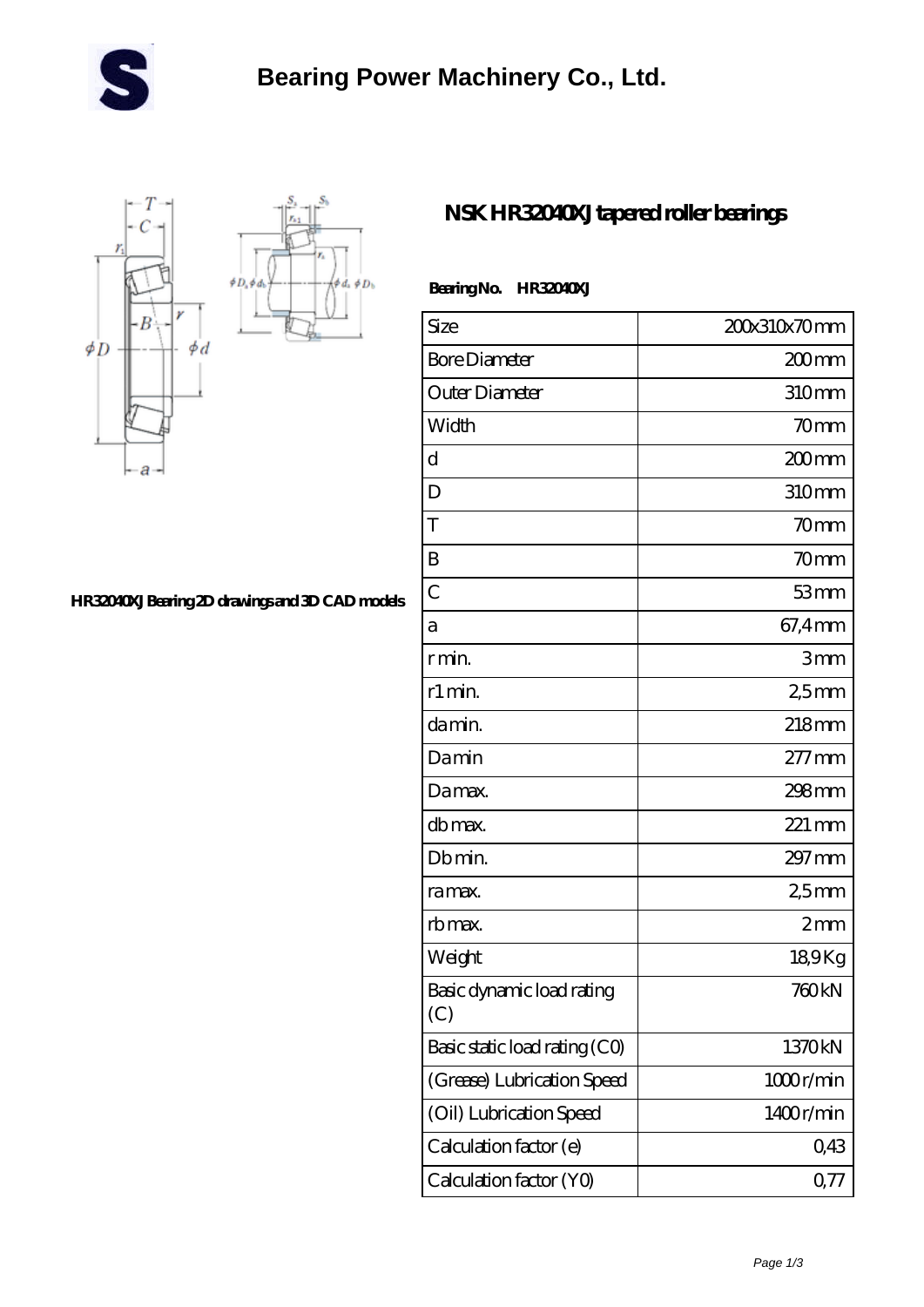# Bearing Power Machinery Co., Ltd.

## NSK HR32040XJ tapered roller bearings

HR32040XJ Bearing 2D drawings and 3D CAD models

**Bearing No.** **HR32040XJ**

| Size | 200x310x70 mm |
|---|---|
| Bore Diameter | 200 mm |
| Outer Diameter | 310 mm |
| Width | 70 mm |
| d | 200 mm |
| D | 310 mm |
| T | 70 mm |
| B | 70 mm |
| C | 53 mm |
| a | 67,4 mm |
| r min. | 3 mm |
| r1 min. | 2,5 mm |
| da min. | 218 mm |
| Da min | 277 mm |
| Da max. | 298 mm |
| db max. | 221 mm |
| Db min. | 297 mm |
| ra max. | 2,5 mm |
| rb max. | 2 mm |
| Weight | 18,9 Kg |
| Basic dynamic load rating (C) | 760 kN |
| Basic static load rating (C0) | 1370 kN |
| (Grease) Lubrication Speed | 1000 r/min |
| (Oil) Lubrication Speed | 1400 r/min |
| Calculation factor (e) | 0,43 |
| Calculation factor (Y0) | 0,77 |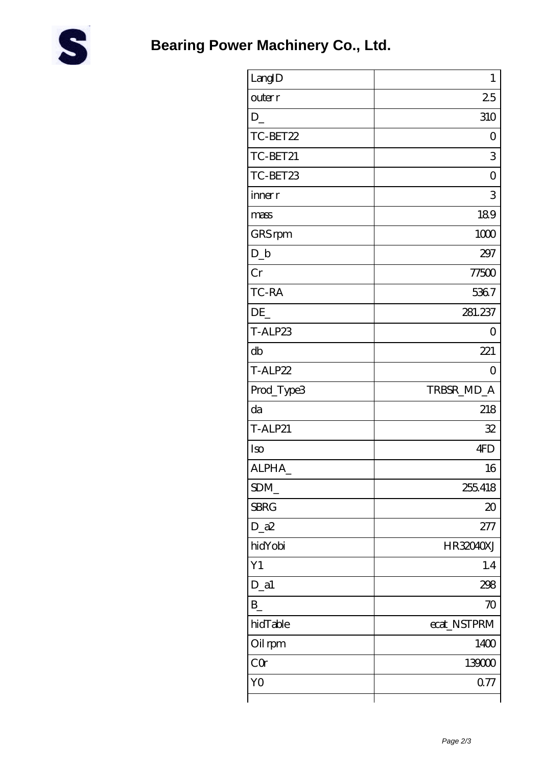# Bearing Power Machinery Co., Ltd.

| LangID | 1 |
|---|---|
| outer r | 2.5 |
| D_ | 310 |
| TC-BET22 | 0 |
| TC-BET21 | 3 |
| TC-BET23 | 0 |
| inner r | 3 |
| mass | 18.9 |
| GRS rpm | 1000 |
| D_b | 297 |
| Cr | 77500 |
| TC-RA | 536.7 |
| DE_ | 281.237 |
| T-ALP23 | 0 |
| db | 221 |
| T-ALP22 | 0 |
| Prod_Type3 | TRBSR_MD_A |
| da | 218 |
| T-ALP21 | 32 |
| Iso | 4FD |
| ALPHA_ | 16 |
| SDM_ | 255.418 |
| SBRG | 20 |
| D_a2 | 277 |
| hidYobi | HR32040XJ |
| Y1 | 1.4 |
| D_a1 | 298 |
| B_ | 70 |
| hidTable | ecat_NSTPRM |
| Oil rpm | 1400 |
| C0r | 139000 |
| Y0 | 0.77 |
| | |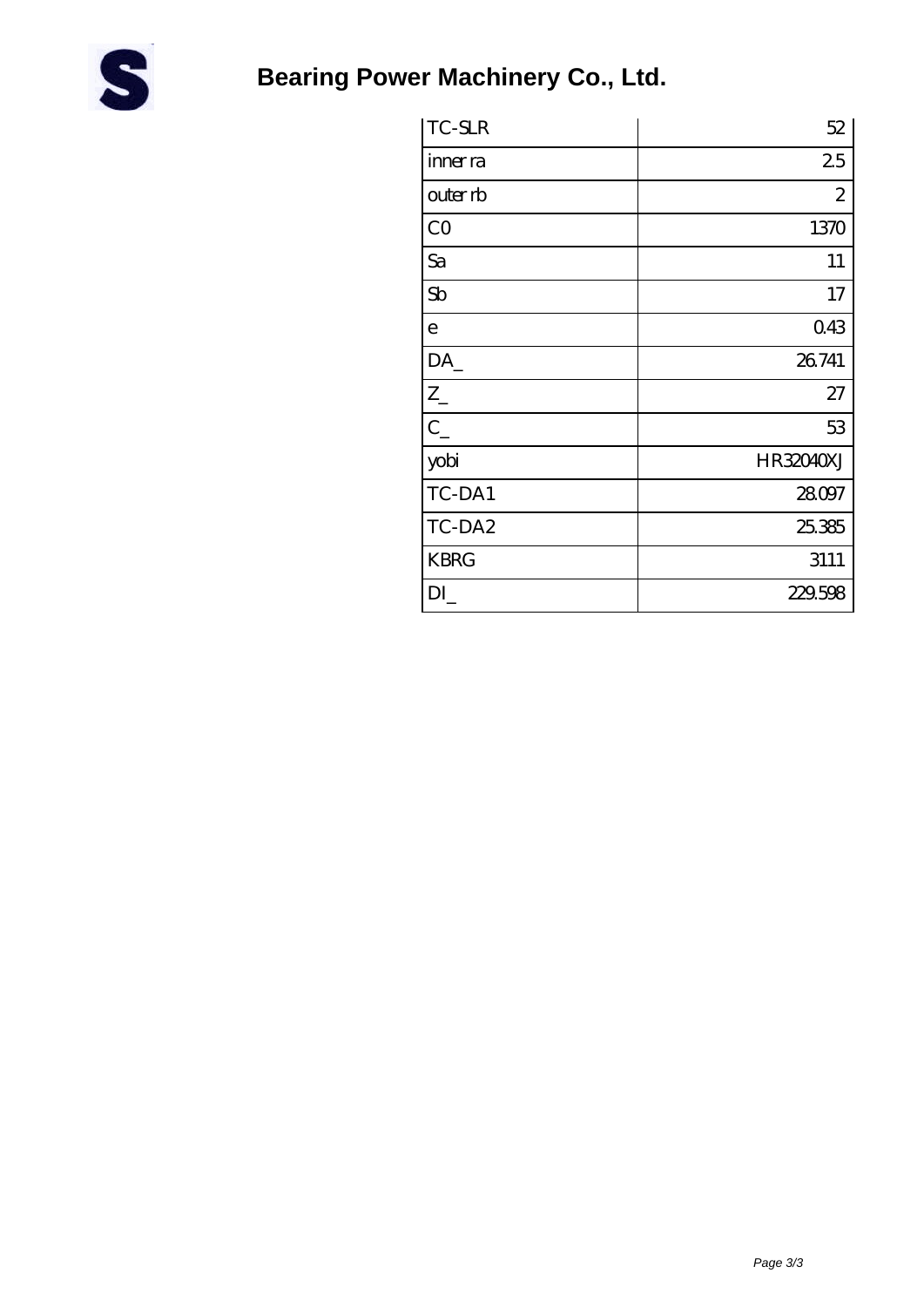| | |
|---|---|
| TC-SLR | 52 |
| inner ra | 2.5 |
| outer rb | 2 |
| C0 | 1370 |
| Sa | 11 |
| Sb | 17 |
| e | 0.43 |
| DA_ | 26.741 |
| Z_ | 27 |
| C_ | 53 |
| yobi | HR32040XJ |
| TC-DA1 | 28.097 |
| TC-DA2 | 25.385 |
| KBRG | 3111 |
| DI_ | 229.598 |